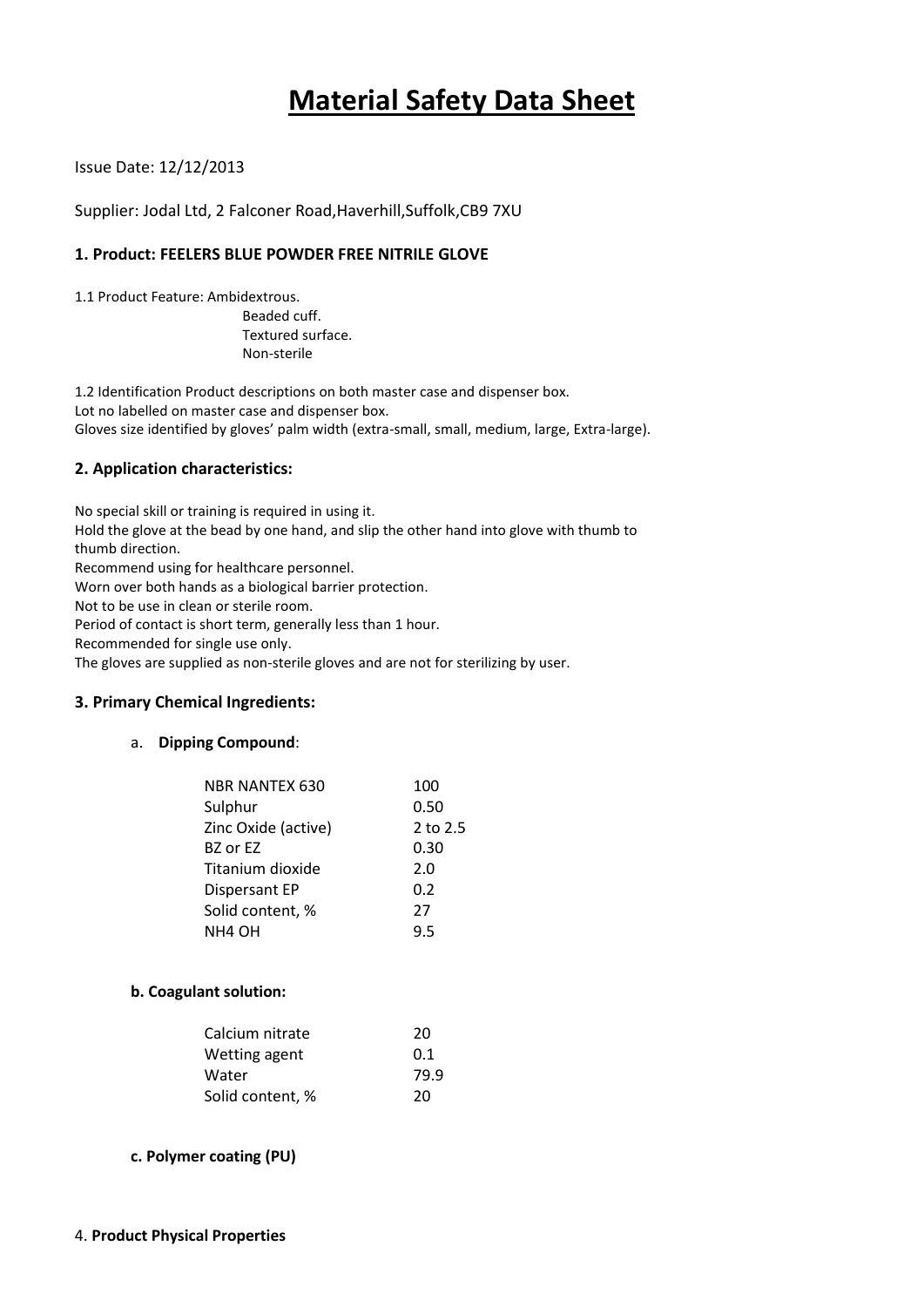# Material Safety Data Sheet

Issue Date: 12/12/2013

Supplier: Jodal Ltd, 2 Falconer Road,Haverhill,Suffolk,CB9 7XU

### 1. Product: FEELERS BLUE POWDER FREE NITRILE GLOVE

1.1 Product Feature: Ambidextrous.
Beaded cuff.
Textured surface.
Non-sterile

1.2 Identification Product descriptions on both master case and dispenser box.
Lot no labelled on master case and dispenser box.
Gloves size identified by gloves' palm width (extra-small, small, medium, large, Extra-large).

### 2. Application characteristics:

No special skill or training is required in using it.
Hold the glove at the bead by one hand, and slip the other hand into glove with thumb to thumb direction.
Recommend using for healthcare personnel.
Worn over both hands as a biological barrier protection.
Not to be use in clean or sterile room.
Period of contact is short term, generally less than 1 hour.
Recommended for single use only.
The gloves are supplied as non-sterile gloves and are not for sterilizing by user.

### 3. Primary Chemical Ingredients:

a. **Dipping Compound**:

| | |
|---|---|
| NBR NANTEX 630 | 100 |
| Sulphur | 0.50 |
| Zinc Oxide (active) | 2 to 2.5 |
| BZ or EZ | 0.30 |
| Titanium dioxide | 2.0 |
| Dispersant EP | 0.2 |
| Solid content, % | 27 |
| NH4 OH | 9.5 |

**b. Coagulant solution:**

| | |
|---|---|
| Calcium nitrate | 20 |
| Wetting agent | 0.1 |
| Water | 79.9 |
| Solid content, % | 20 |

**c. Polymer coating (PU)**

4. **Product Physical Properties**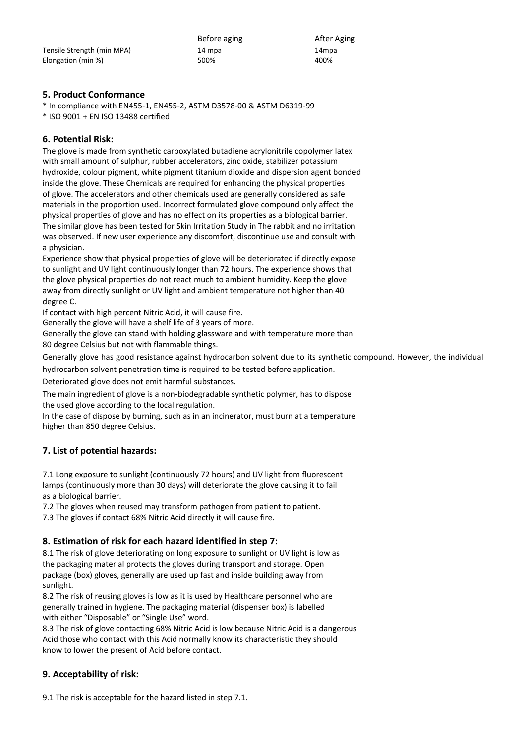| | Before aging | After Aging |
| --- | --- | --- |
| Tensile Strength (min MPA) | 14 mpa | 14mpa |
| Elongation (min %) | 500% | 400% |

## 5. Product Conformance

* In compliance with EN455-1, EN455-2, ASTM D3578-00 & ASTM D6319-99
* ISO 9001 + EN ISO 13488 certified

## 6. Potential Risk:

The glove is made from synthetic carboxylated butadiene acrylonitrile copolymer latex with small amount of sulphur, rubber accelerators, zinc oxide, stabilizer potassium hydroxide, colour pigment, white pigment titanium dioxide and dispersion agent bonded inside the glove. These Chemicals are required for enhancing the physical properties of glove. The accelerators and other chemicals used are generally considered as safe materials in the proportion used. Incorrect formulated glove compound only affect the physical properties of glove and has no effect on its properties as a biological barrier. The similar glove has been tested for Skin Irritation Study in The rabbit and no irritation was observed. If new user experience any discomfort, discontinue use and consult with a physician.

Experience show that physical properties of glove will be deteriorated if directly expose to sunlight and UV light continuously longer than 72 hours. The experience shows that the glove physical properties do not react much to ambient humidity. Keep the glove away from directly sunlight or UV light and ambient temperature not higher than 40 degree C.

If contact with high percent Nitric Acid, it will cause fire.

Generally the glove will have a shelf life of 3 years of more.

Generally the glove can stand with holding glassware and with temperature more than 80 degree Celsius but not with flammable things.

Generally glove has good resistance against hydrocarbon solvent due to its synthetic compound. However, the individual hydrocarbon solvent penetration time is required to be tested before application.

Deteriorated glove does not emit harmful substances.

The main ingredient of glove is a non-biodegradable synthetic polymer, has to dispose the used glove according to the local regulation.

In the case of dispose by burning, such as in an incinerator, must burn at a temperature higher than 850 degree Celsius.

## 7. List of potential hazards:

7.1 Long exposure to sunlight (continuously 72 hours) and UV light from fluorescent lamps (continuously more than 30 days) will deteriorate the glove causing it to fail as a biological barrier.

7.2 The gloves when reused may transform pathogen from patient to patient.

7.3 The gloves if contact 68% Nitric Acid directly it will cause fire.

## 8. Estimation of risk for each hazard identified in step 7:

8.1 The risk of glove deteriorating on long exposure to sunlight or UV light is low as the packaging material protects the gloves during transport and storage. Open package (box) gloves, generally are used up fast and inside building away from sunlight.

8.2 The risk of reusing gloves is low as it is used by Healthcare personnel who are generally trained in hygiene. The packaging material (dispenser box) is labelled with either "Disposable" or "Single Use" word.

8.3 The risk of glove contacting 68% Nitric Acid is low because Nitric Acid is a dangerous Acid those who contact with this Acid normally know its characteristic they should know to lower the present of Acid before contact.

## 9. Acceptability of risk:

9.1 The risk is acceptable for the hazard listed in step 7.1.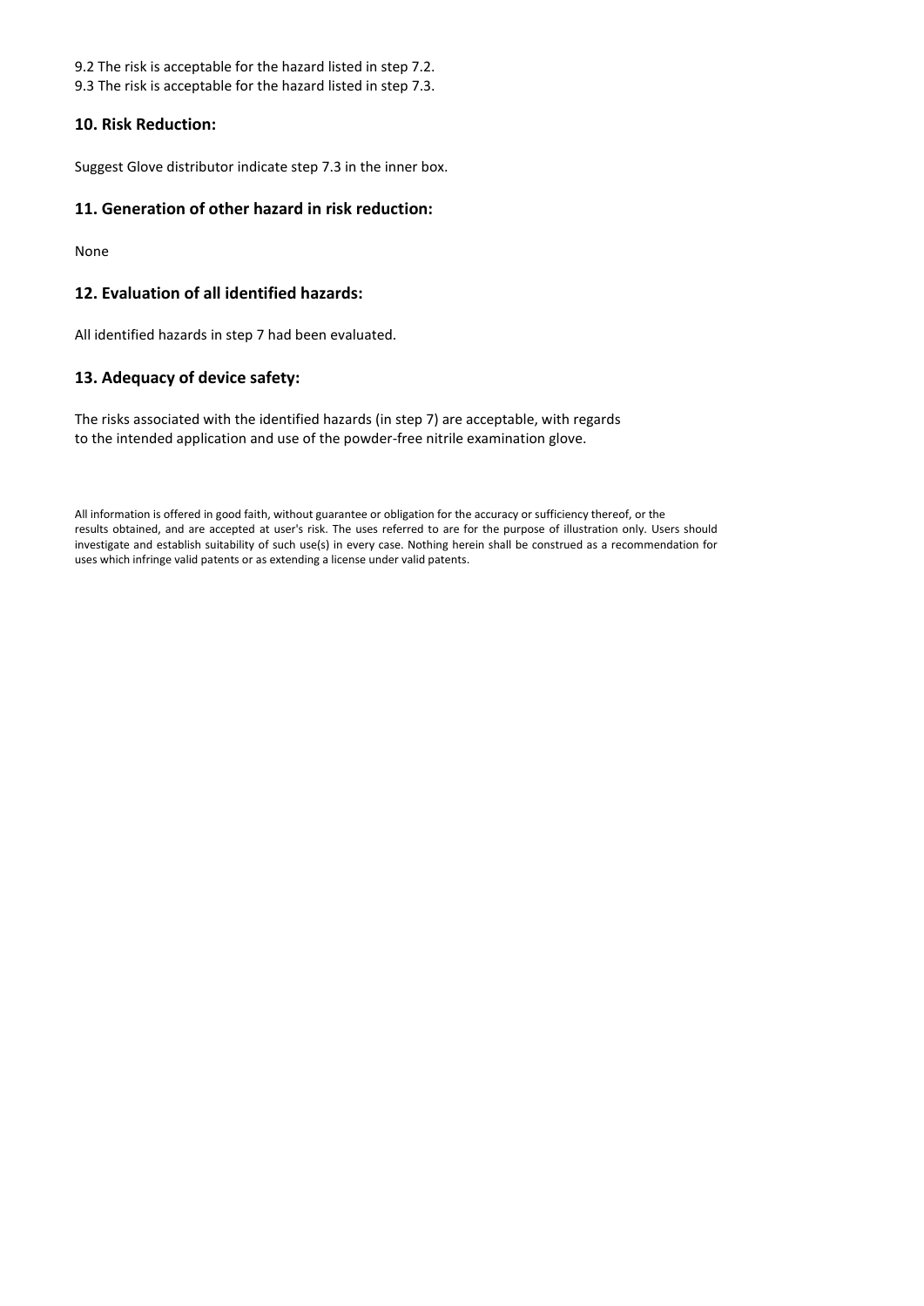9.2 The risk is acceptable for the hazard listed in step 7.2.
9.3 The risk is acceptable for the hazard listed in step 7.3.

## 10. Risk Reduction:

Suggest Glove distributor indicate step 7.3 in the inner box.

## 11. Generation of other hazard in risk reduction:

None

## 12. Evaluation of all identified hazards:

All identified hazards in step 7 had been evaluated.

## 13. Adequacy of device safety:

The risks associated with the identified hazards (in step 7) are acceptable, with regards to the intended application and use of the powder-free nitrile examination glove.

All information is offered in good faith, without guarantee or obligation for the accuracy or sufficiency thereof, or the results obtained, and are accepted at user's risk. The uses referred to are for the purpose of illustration only. Users should investigate and establish suitability of such use(s) in every case. Nothing herein shall be construed as a recommendation for uses which infringe valid patents or as extending a license under valid patents.